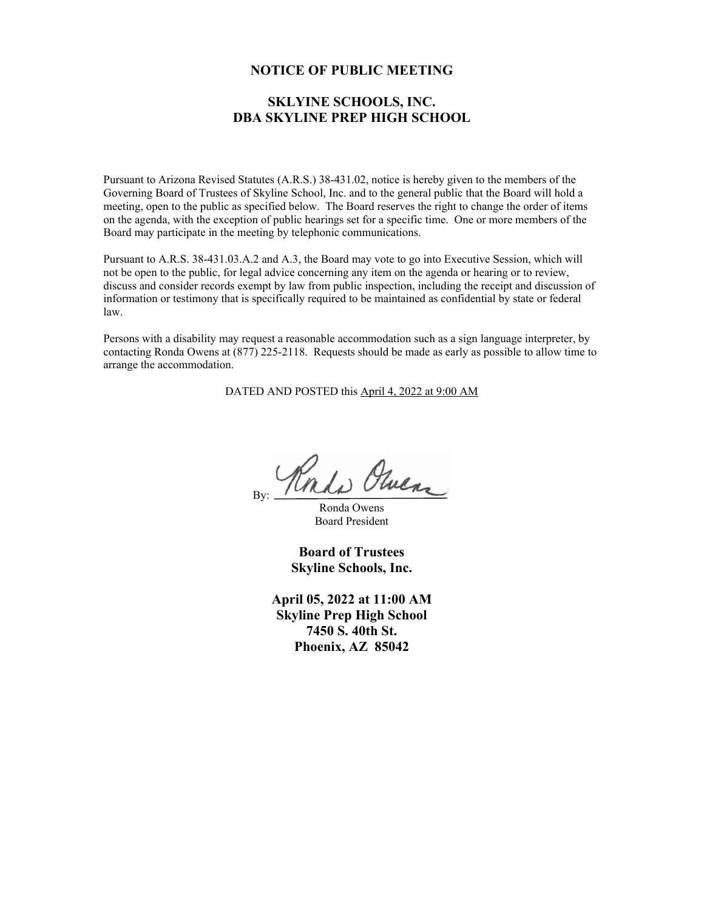# NOTICE OF PUBLIC MEETING

## SKLYINE SCHOOLS, INC.
## DBA SKYLINE PREP HIGH SCHOOL

Pursuant to Arizona Revised Statutes (A.R.S.) 38-431.02, notice is hereby given to the members of the Governing Board of Trustees of Skyline School, Inc. and to the general public that the Board will hold a meeting, open to the public as specified below. The Board reserves the right to change the order of items on the agenda, with the exception of public hearings set for a specific time. One or more members of the Board may participate in the meeting by telephonic communications.

Pursuant to A.R.S. 38-431.03.A.2 and A.3, the Board may vote to go into Executive Session, which will not be open to the public, for legal advice concerning any item on the agenda or hearing or to review, discuss and consider records exempt by law from public inspection, including the receipt and discussion of information or testimony that is specifically required to be maintained as confidential by state or federal law.

Persons with a disability may request a reasonable accommodation such as a sign language interpreter, by contacting Ronda Owens at (877) 225-2118. Requests should be made as early as possible to allow time to arrange the accommodation.

DATED AND POSTED this April 4, 2022 at 9:00 AM

By: Ronda Owens

Ronda Owens
Board President

**Board of Trustees**
**Skyline Schools, Inc.**

**April 05, 2022 at 11:00 AM**
**Skyline Prep High School**
**7450 S. 40th St.**
**Phoenix, AZ 85042**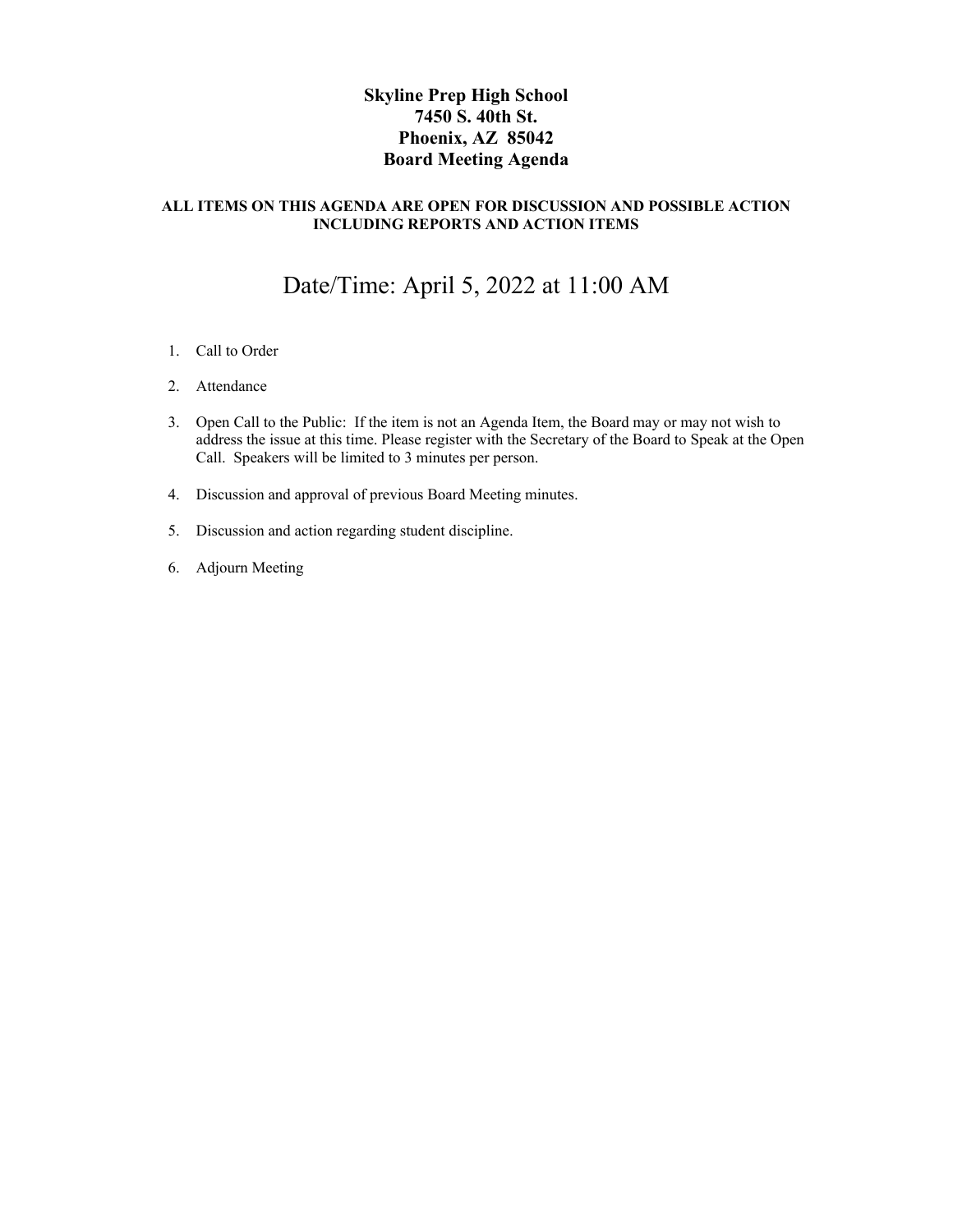**Skyline Prep High School**
**7450 S. 40th St.**
**Phoenix, AZ 85042**
**Board Meeting Agenda**

**ALL ITEMS ON THIS AGENDA ARE OPEN FOR DISCUSSION AND POSSIBLE ACTION INCLUDING REPORTS AND ACTION ITEMS**

## Date/Time: April 5, 2022 at 11:00 AM

1. Call to Order
2. Attendance
3. Open Call to the Public: If the item is not an Agenda Item, the Board may or may not wish to address the issue at this time. Please register with the Secretary of the Board to Speak at the Open Call. Speakers will be limited to 3 minutes per person.
4. Discussion and approval of previous Board Meeting minutes.
5. Discussion and action regarding student discipline.
6. Adjourn Meeting